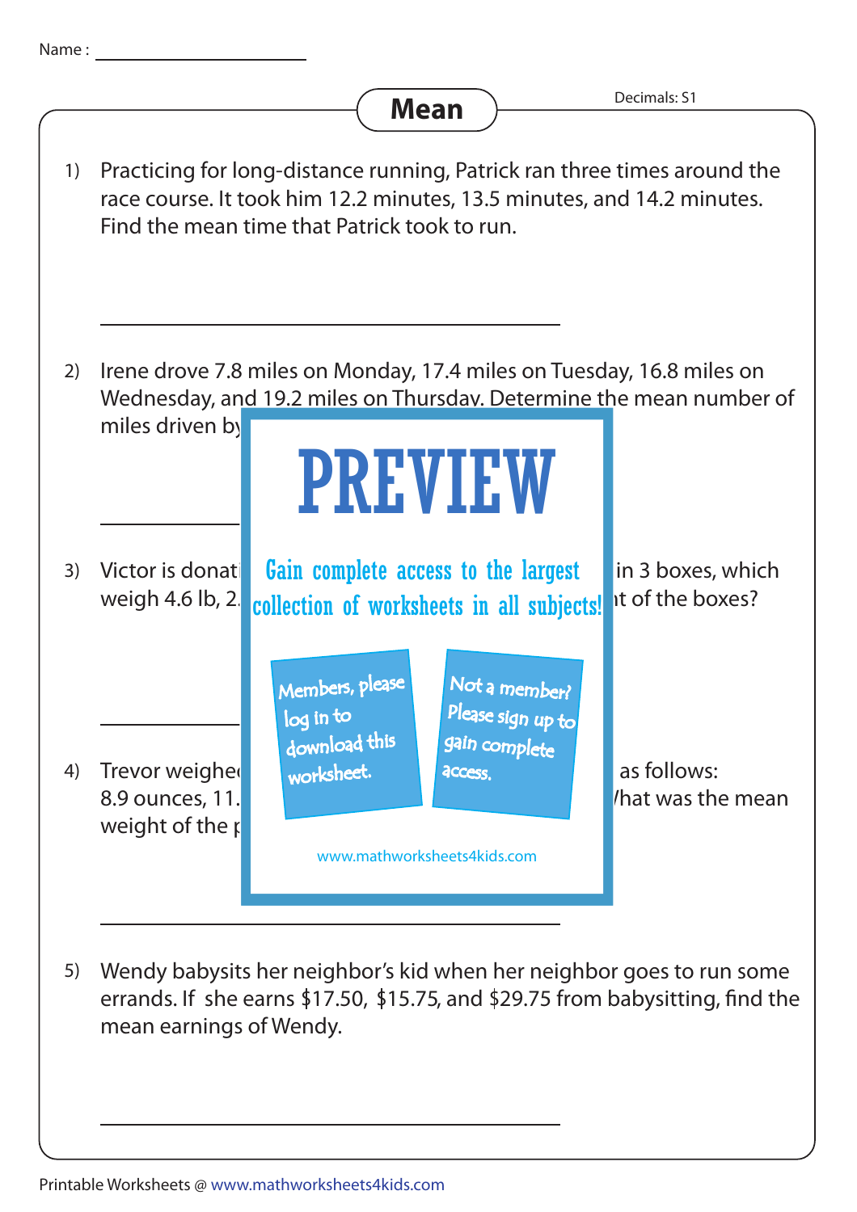Name : ____________________

# Mean

Decimals: S1

1) Practicing for long-distance running, Patrick ran three times around the race course. It took him 12.2 minutes, 13.5 minutes, and 14.2 minutes. Find the mean time that Patrick took to run.

_______________________________________

2) Irene drove 7.8 miles on Monday, 17.4 miles on Tuesday, 16.8 miles on Wednesday, and 19.2 miles on Thursday. Determine the mean number of miles driven by

_______________________________________

3) Victor is donati in 3 boxes, which weigh 4.6 lb, 2. nt of the boxes?

_______________________________________

4) Trevor weighe as follows: 8.9 ounces, 11. hat was the mean weight of the p

_______________________________________

5) Wendy babysits her neighbor's kid when her neighbor goes to run some errands. If she earns $17.50, $15.75, and $29.75 from babysitting, find the mean earnings of Wendy.

_______________________________________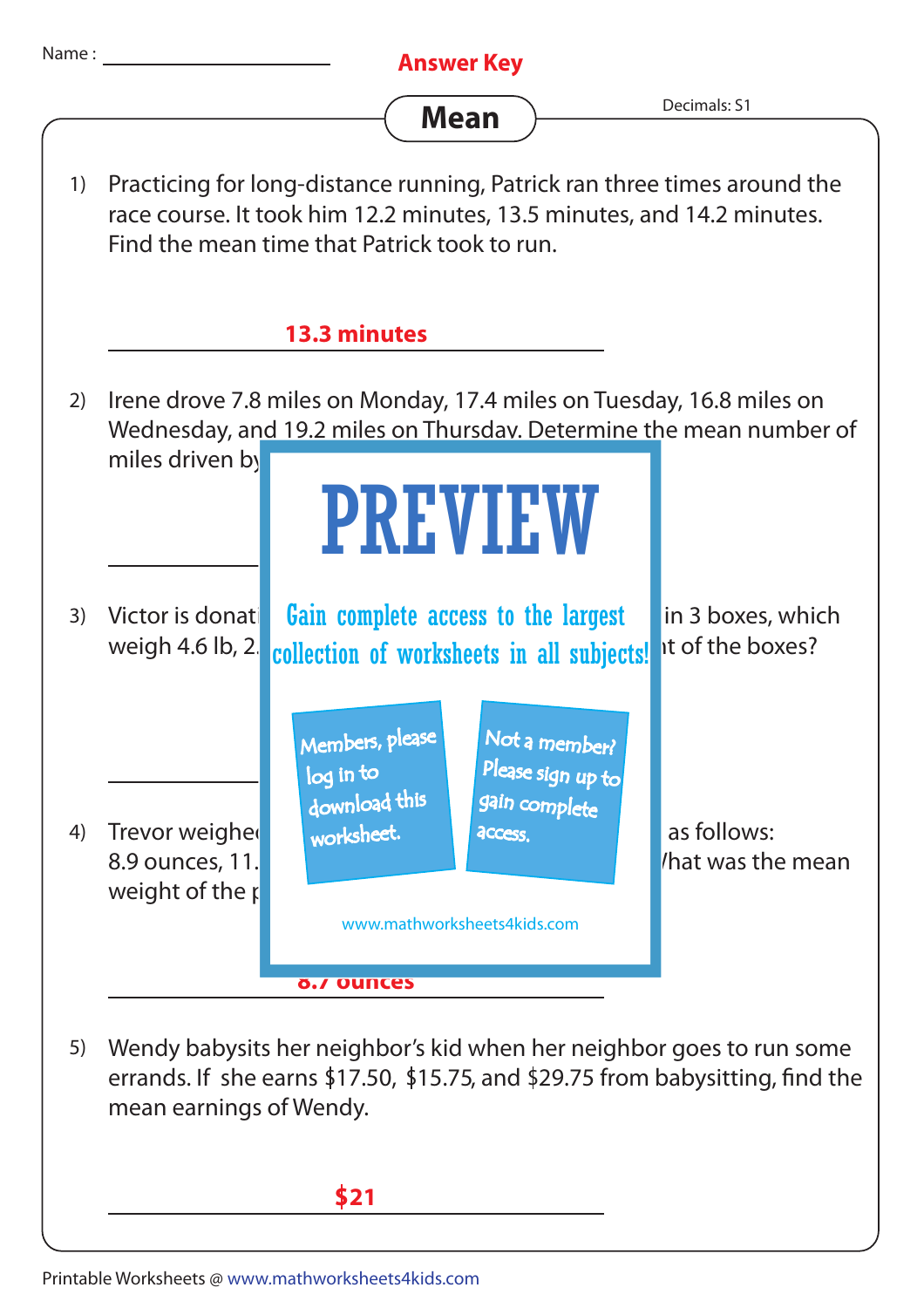Name :

**Answer Key**

# Mean

Decimals: S1

1) Practicing for long-distance running, Patrick ran three times around the race course. It took him 12.2 minutes, 13.5 minutes, and 14.2 minutes. Find the mean time that Patrick took to run.

**13.3 minutes**

2) Irene drove 7.8 miles on Monday, 17.4 miles on Tuesday, 16.8 miles on Wednesday, and 19.2 miles on Thursday. Determine the mean number of miles driven by

PREVIEW

Gain complete access to the largest collection of worksheets in all subjects!

Members, please log in to download this worksheet.

Not a member? Please sign up to gain complete access.

www.mathworksheets4kids.com

3) Victor is donati in 3 boxes, which weigh 4.6 lb, 2. t of the boxes?

4) Trevor weighe as follows: 8.9 ounces, 11. hat was the mean weight of the p

**8.7 ounces**

5) Wendy babysits her neighbor's kid when her neighbor goes to run some errands. If she earns \$17.50, \$15.75, and \$29.75 from babysitting, find the mean earnings of Wendy.

**\$21**

Printable Worksheets @ www.mathworksheets4kids.com